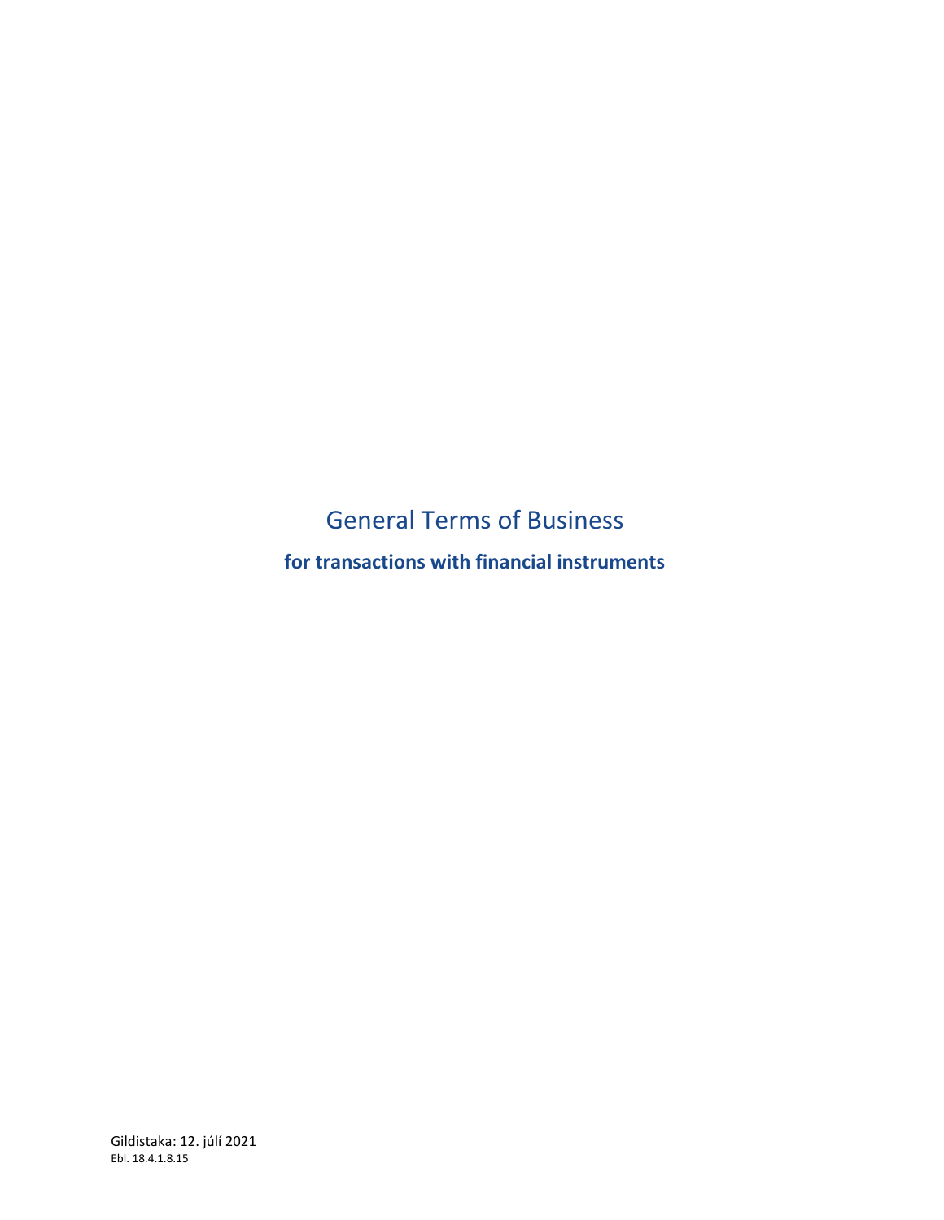# General Terms of Business

**for transactions with financial instruments**

Gildistaka: 12. júlí 2021

Ebl. 18.4.1.8.15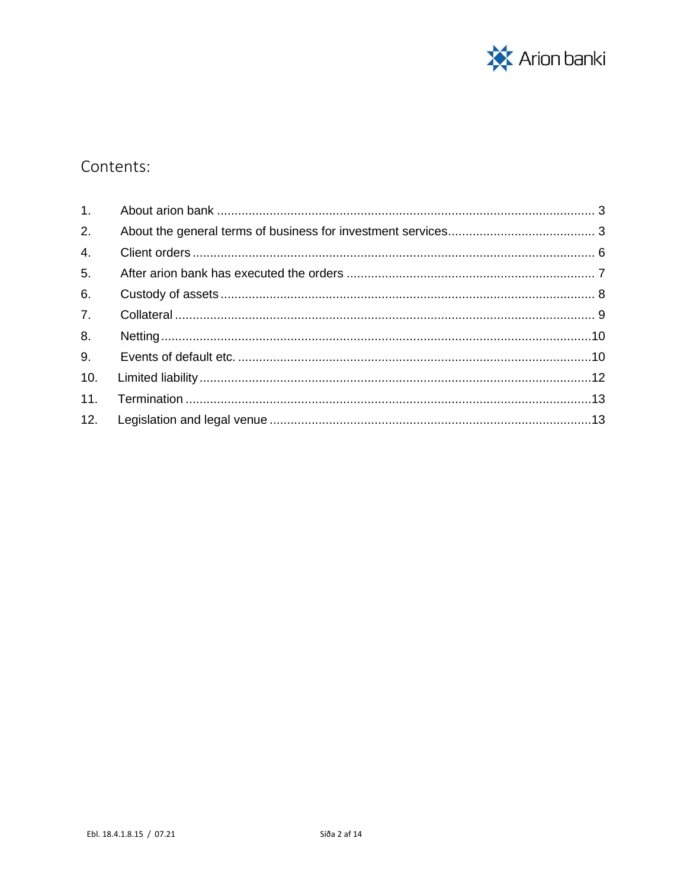## Contents:

1. About arion bank ........................................................................................................... 3
2. About the general terms of business for investment services......................................... 3
4. Client orders .................................................................................................................. 6
5. After arion bank has executed the orders ...................................................................... 7
6. Custody of assets .......................................................................................................... 8
7. Collateral ....................................................................................................................... 9
8. Netting ..........................................................................................................................10
9. Events of default etc. ....................................................................................................10
10. Limited liability ..............................................................................................................12
11. Termination ..................................................................................................................13
12. Legislation and legal venue ...........................................................................................13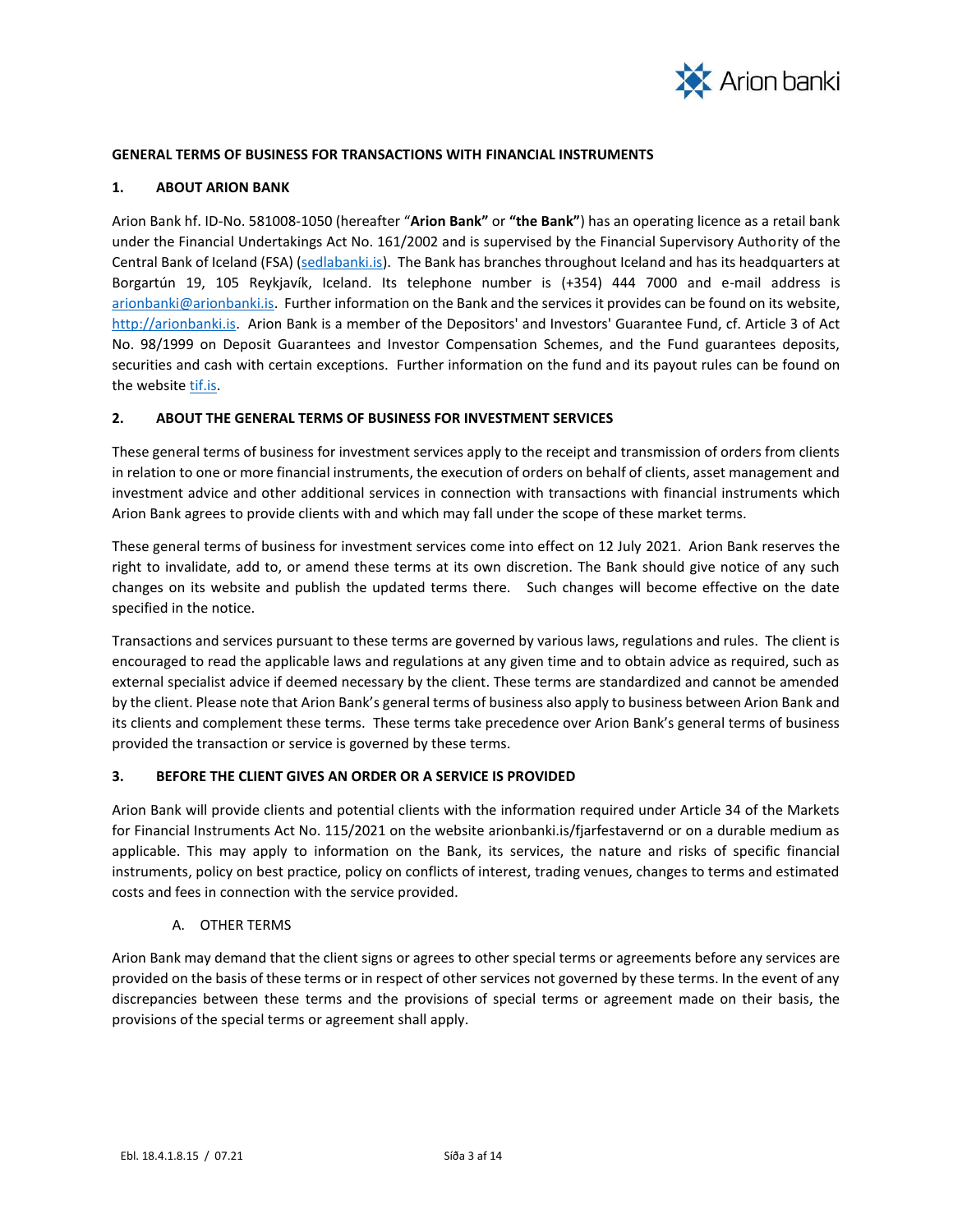**GENERAL TERMS OF BUSINESS FOR TRANSACTIONS WITH FINANCIAL INSTRUMENTS**

## 1. ABOUT ARION BANK

Arion Bank hf. ID-No. 581008-1050 (hereafter "**Arion Bank"** or **"the Bank"**) has an operating licence as a retail bank under the Financial Undertakings Act No. 161/2002 and is supervised by the Financial Supervisory Authority of the Central Bank of Iceland (FSA) (sedlabanki.is). The Bank has branches throughout Iceland and has its headquarters at Borgartún 19, 105 Reykjavík, Iceland. Its telephone number is (+354) 444 7000 and e-mail address is arionbanki@arionbanki.is. Further information on the Bank and the services it provides can be found on its website, http://arionbanki.is. Arion Bank is a member of the Depositors' and Investors' Guarantee Fund, cf. Article 3 of Act No. 98/1999 on Deposit Guarantees and Investor Compensation Schemes, and the Fund guarantees deposits, securities and cash with certain exceptions. Further information on the fund and its payout rules can be found on the website tif.is.

## 2. ABOUT THE GENERAL TERMS OF BUSINESS FOR INVESTMENT SERVICES

These general terms of business for investment services apply to the receipt and transmission of orders from clients in relation to one or more financial instruments, the execution of orders on behalf of clients, asset management and investment advice and other additional services in connection with transactions with financial instruments which Arion Bank agrees to provide clients with and which may fall under the scope of these market terms.

These general terms of business for investment services come into effect on 12 July 2021. Arion Bank reserves the right to invalidate, add to, or amend these terms at its own discretion. The Bank should give notice of any such changes on its website and publish the updated terms there. Such changes will become effective on the date specified in the notice.

Transactions and services pursuant to these terms are governed by various laws, regulations and rules. The client is encouraged to read the applicable laws and regulations at any given time and to obtain advice as required, such as external specialist advice if deemed necessary by the client. These terms are standardized and cannot be amended by the client. Please note that Arion Bank's general terms of business also apply to business between Arion Bank and its clients and complement these terms. These terms take precedence over Arion Bank's general terms of business provided the transaction or service is governed by these terms.

## 3. BEFORE THE CLIENT GIVES AN ORDER OR A SERVICE IS PROVIDED

Arion Bank will provide clients and potential clients with the information required under Article 34 of the Markets for Financial Instruments Act No. 115/2021 on the website arionbanki.is/fjarfestavernd or on a durable medium as applicable. This may apply to information on the Bank, its services, the nature and risks of specific financial instruments, policy on best practice, policy on conflicts of interest, trading venues, changes to terms and estimated costs and fees in connection with the service provided.

### A. OTHER TERMS

Arion Bank may demand that the client signs or agrees to other special terms or agreements before any services are provided on the basis of these terms or in respect of other services not governed by these terms. In the event of any discrepancies between these terms and the provisions of special terms or agreement made on their basis, the provisions of the special terms or agreement shall apply.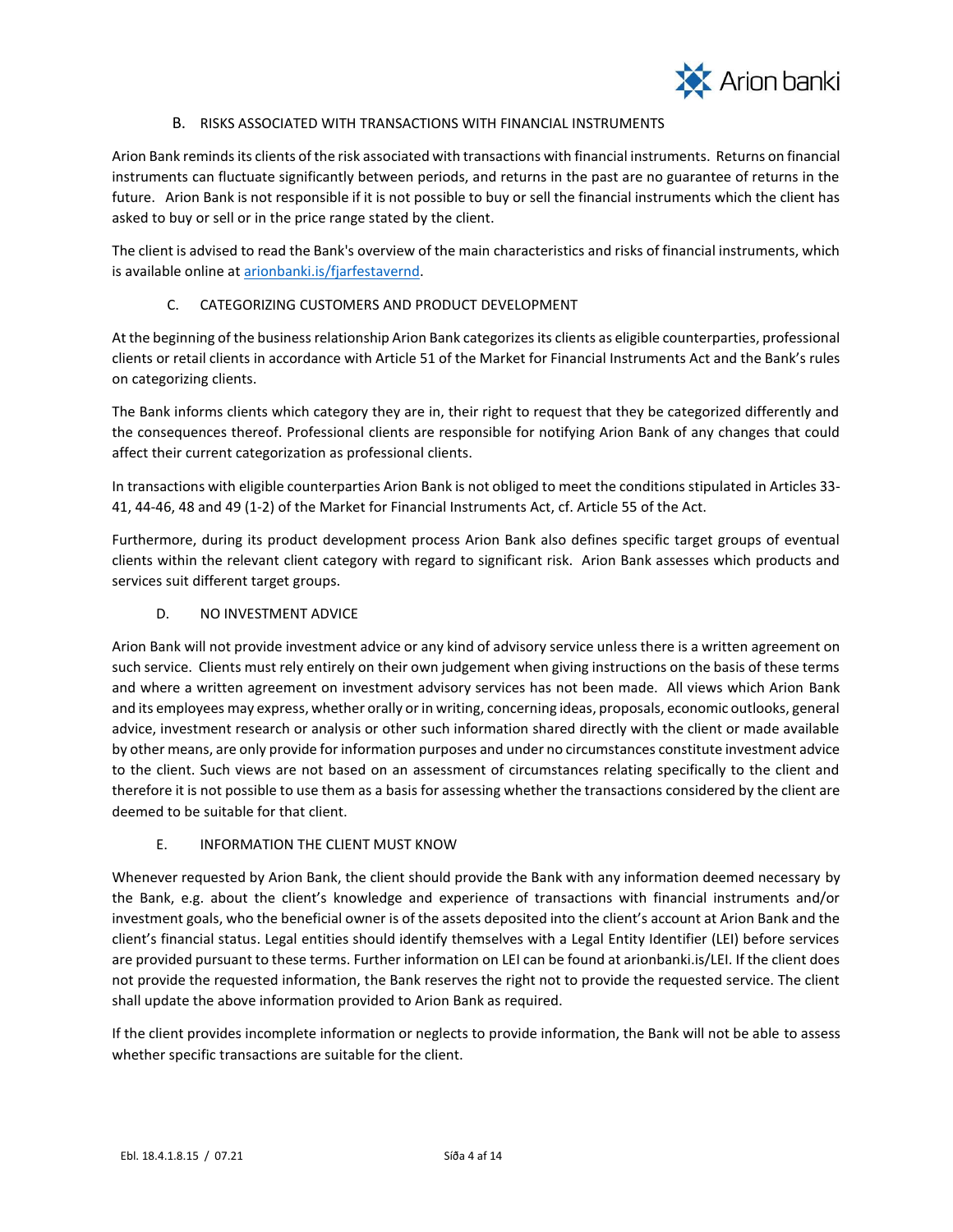## B. RISKS ASSOCIATED WITH TRANSACTIONS WITH FINANCIAL INSTRUMENTS

Arion Bank reminds its clients of the risk associated with transactions with financial instruments. Returns on financial instruments can fluctuate significantly between periods, and returns in the past are no guarantee of returns in the future. Arion Bank is not responsible if it is not possible to buy or sell the financial instruments which the client has asked to buy or sell or in the price range stated by the client.

The client is advised to read the Bank's overview of the main characteristics and risks of financial instruments, which is available online at [arionbanki.is/fjarfestavernd](arionbanki.is/fjarfestavernd).

## C. CATEGORIZING CUSTOMERS AND PRODUCT DEVELOPMENT

At the beginning of the business relationship Arion Bank categorizes its clients as eligible counterparties, professional clients or retail clients in accordance with Article 51 of the Market for Financial Instruments Act and the Bank's rules on categorizing clients.

The Bank informs clients which category they are in, their right to request that they be categorized differently and the consequences thereof. Professional clients are responsible for notifying Arion Bank of any changes that could affect their current categorization as professional clients.

In transactions with eligible counterparties Arion Bank is not obliged to meet the conditions stipulated in Articles 33-41, 44-46, 48 and 49 (1-2) of the Market for Financial Instruments Act, cf. Article 55 of the Act.

Furthermore, during its product development process Arion Bank also defines specific target groups of eventual clients within the relevant client category with regard to significant risk. Arion Bank assesses which products and services suit different target groups.

## D. NO INVESTMENT ADVICE

Arion Bank will not provide investment advice or any kind of advisory service unless there is a written agreement on such service. Clients must rely entirely on their own judgement when giving instructions on the basis of these terms and where a written agreement on investment advisory services has not been made. All views which Arion Bank and its employees may express, whether orally or in writing, concerning ideas, proposals, economic outlooks, general advice, investment research or analysis or other such information shared directly with the client or made available by other means, are only provide for information purposes and under no circumstances constitute investment advice to the client. Such views are not based on an assessment of circumstances relating specifically to the client and therefore it is not possible to use them as a basis for assessing whether the transactions considered by the client are deemed to be suitable for that client.

## E. INFORMATION THE CLIENT MUST KNOW

Whenever requested by Arion Bank, the client should provide the Bank with any information deemed necessary by the Bank, e.g. about the client's knowledge and experience of transactions with financial instruments and/or investment goals, who the beneficial owner is of the assets deposited into the client's account at Arion Bank and the client's financial status. Legal entities should identify themselves with a Legal Entity Identifier (LEI) before services are provided pursuant to these terms. Further information on LEI can be found at arionbanki.is/LEI. If the client does not provide the requested information, the Bank reserves the right not to provide the requested service. The client shall update the above information provided to Arion Bank as required.

If the client provides incomplete information or neglects to provide information, the Bank will not be able to assess whether specific transactions are suitable for the client.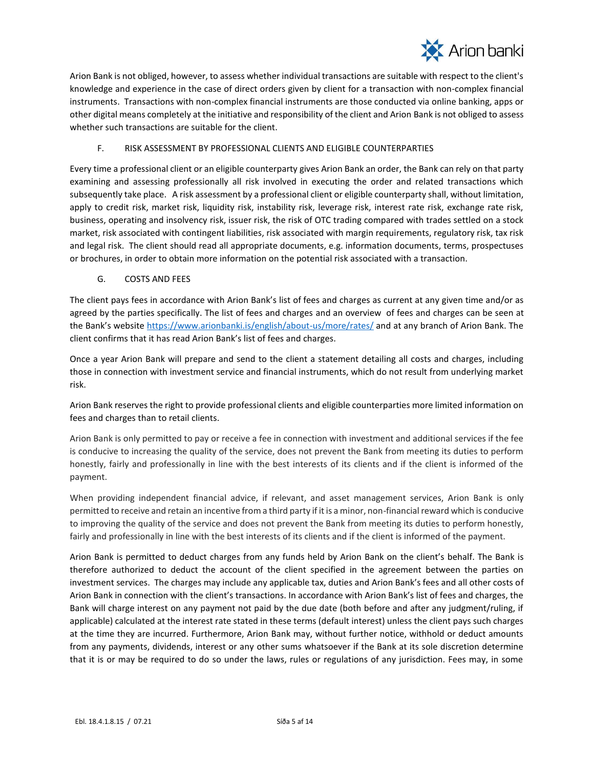Arion Bank is not obliged, however, to assess whether individual transactions are suitable with respect to the client's knowledge and experience in the case of direct orders given by client for a transaction with non-complex financial instruments. Transactions with non-complex financial instruments are those conducted via online banking, apps or other digital means completely at the initiative and responsibility of the client and Arion Bank is not obliged to assess whether such transactions are suitable for the client.

## F. RISK ASSESSMENT BY PROFESSIONAL CLIENTS AND ELIGIBLE COUNTERPARTIES

Every time a professional client or an eligible counterparty gives Arion Bank an order, the Bank can rely on that party examining and assessing professionally all risk involved in executing the order and related transactions which subsequently take place. A risk assessment by a professional client or eligible counterparty shall, without limitation, apply to credit risk, market risk, liquidity risk, instability risk, leverage risk, interest rate risk, exchange rate risk, business, operating and insolvency risk, issuer risk, the risk of OTC trading compared with trades settled on a stock market, risk associated with contingent liabilities, risk associated with margin requirements, regulatory risk, tax risk and legal risk. The client should read all appropriate documents, e.g. information documents, terms, prospectuses or brochures, in order to obtain more information on the potential risk associated with a transaction.

## G. COSTS AND FEES

The client pays fees in accordance with Arion Bank's list of fees and charges as current at any given time and/or as agreed by the parties specifically. The list of fees and charges and an overview of fees and charges can be seen at the Bank's website https://www.arionbanki.is/english/about-us/more/rates/ and at any branch of Arion Bank. The client confirms that it has read Arion Bank's list of fees and charges.

Once a year Arion Bank will prepare and send to the client a statement detailing all costs and charges, including those in connection with investment service and financial instruments, which do not result from underlying market risk.

Arion Bank reserves the right to provide professional clients and eligible counterparties more limited information on fees and charges than to retail clients.

Arion Bank is only permitted to pay or receive a fee in connection with investment and additional services if the fee is conducive to increasing the quality of the service, does not prevent the Bank from meeting its duties to perform honestly, fairly and professionally in line with the best interests of its clients and if the client is informed of the payment.

When providing independent financial advice, if relevant, and asset management services, Arion Bank is only permitted to receive and retain an incentive from a third party if it is a minor, non-financial reward which is conducive to improving the quality of the service and does not prevent the Bank from meeting its duties to perform honestly, fairly and professionally in line with the best interests of its clients and if the client is informed of the payment.

Arion Bank is permitted to deduct charges from any funds held by Arion Bank on the client's behalf. The Bank is therefore authorized to deduct the account of the client specified in the agreement between the parties on investment services. The charges may include any applicable tax, duties and Arion Bank's fees and all other costs of Arion Bank in connection with the client's transactions. In accordance with Arion Bank's list of fees and charges, the Bank will charge interest on any payment not paid by the due date (both before and after any judgment/ruling, if applicable) calculated at the interest rate stated in these terms (default interest) unless the client pays such charges at the time they are incurred. Furthermore, Arion Bank may, without further notice, withhold or deduct amounts from any payments, dividends, interest or any other sums whatsoever if the Bank at its sole discretion determine that it is or may be required to do so under the laws, rules or regulations of any jurisdiction. Fees may, in some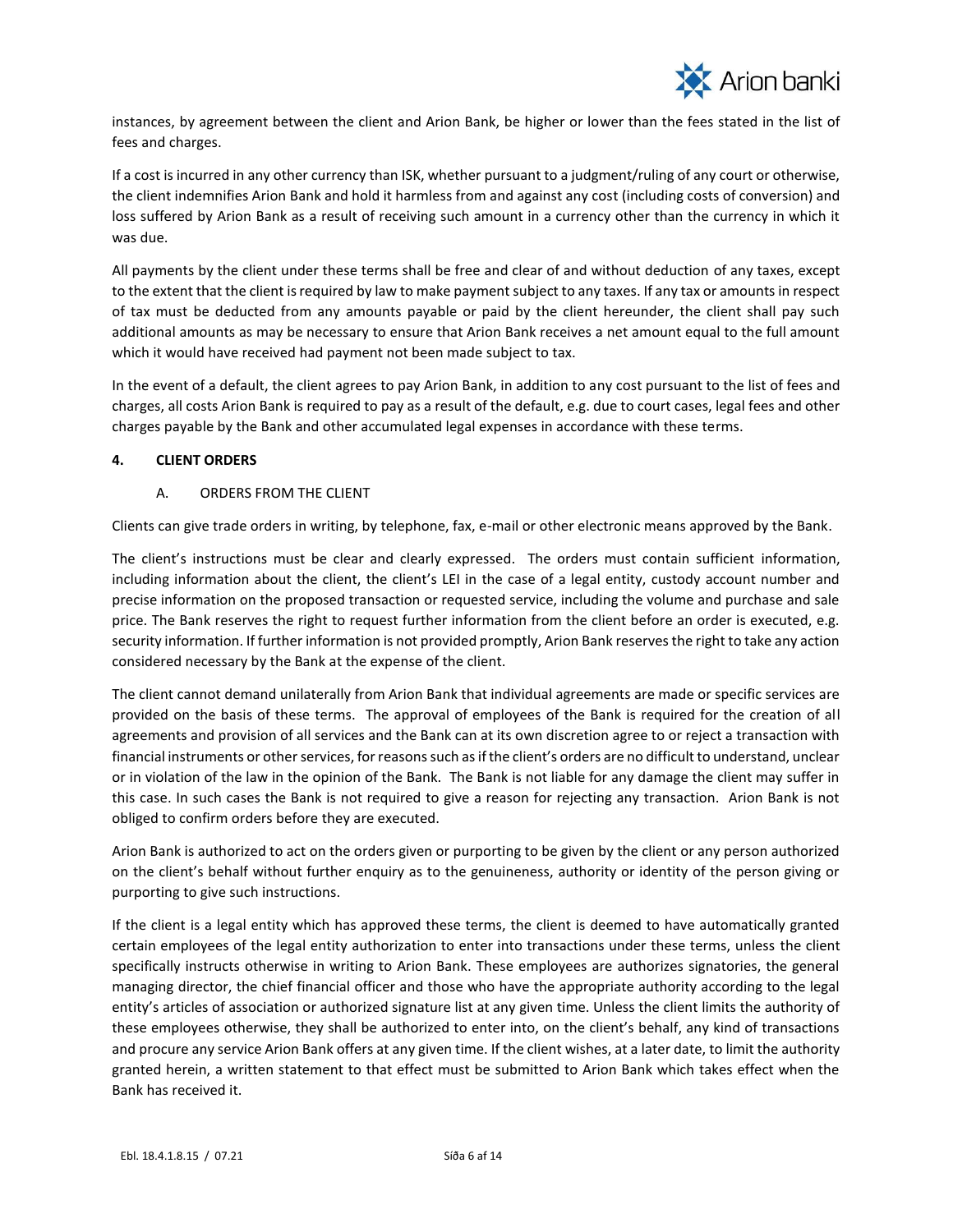instances, by agreement between the client and Arion Bank, be higher or lower than the fees stated in the list of fees and charges.

If a cost is incurred in any other currency than ISK, whether pursuant to a judgment/ruling of any court or otherwise, the client indemnifies Arion Bank and hold it harmless from and against any cost (including costs of conversion) and loss suffered by Arion Bank as a result of receiving such amount in a currency other than the currency in which it was due.

All payments by the client under these terms shall be free and clear of and without deduction of any taxes, except to the extent that the client is required by law to make payment subject to any taxes. If any tax or amounts in respect of tax must be deducted from any amounts payable or paid by the client hereunder, the client shall pay such additional amounts as may be necessary to ensure that Arion Bank receives a net amount equal to the full amount which it would have received had payment not been made subject to tax.

In the event of a default, the client agrees to pay Arion Bank, in addition to any cost pursuant to the list of fees and charges, all costs Arion Bank is required to pay as a result of the default, e.g. due to court cases, legal fees and other charges payable by the Bank and other accumulated legal expenses in accordance with these terms.

## 4. CLIENT ORDERS

### A. ORDERS FROM THE CLIENT

Clients can give trade orders in writing, by telephone, fax, e-mail or other electronic means approved by the Bank.

The client's instructions must be clear and clearly expressed. The orders must contain sufficient information, including information about the client, the client's LEI in the case of a legal entity, custody account number and precise information on the proposed transaction or requested service, including the volume and purchase and sale price. The Bank reserves the right to request further information from the client before an order is executed, e.g. security information. If further information is not provided promptly, Arion Bank reserves the right to take any action considered necessary by the Bank at the expense of the client.

The client cannot demand unilaterally from Arion Bank that individual agreements are made or specific services are provided on the basis of these terms. The approval of employees of the Bank is required for the creation of all agreements and provision of all services and the Bank can at its own discretion agree to or reject a transaction with financial instruments or other services, for reasons such as if the client's orders are no difficult to understand, unclear or in violation of the law in the opinion of the Bank. The Bank is not liable for any damage the client may suffer in this case. In such cases the Bank is not required to give a reason for rejecting any transaction. Arion Bank is not obliged to confirm orders before they are executed.

Arion Bank is authorized to act on the orders given or purporting to be given by the client or any person authorized on the client's behalf without further enquiry as to the genuineness, authority or identity of the person giving or purporting to give such instructions.

If the client is a legal entity which has approved these terms, the client is deemed to have automatically granted certain employees of the legal entity authorization to enter into transactions under these terms, unless the client specifically instructs otherwise in writing to Arion Bank. These employees are authorizes signatories, the general managing director, the chief financial officer and those who have the appropriate authority according to the legal entity's articles of association or authorized signature list at any given time. Unless the client limits the authority of these employees otherwise, they shall be authorized to enter into, on the client's behalf, any kind of transactions and procure any service Arion Bank offers at any given time. If the client wishes, at a later date, to limit the authority granted herein, a written statement to that effect must be submitted to Arion Bank which takes effect when the Bank has received it.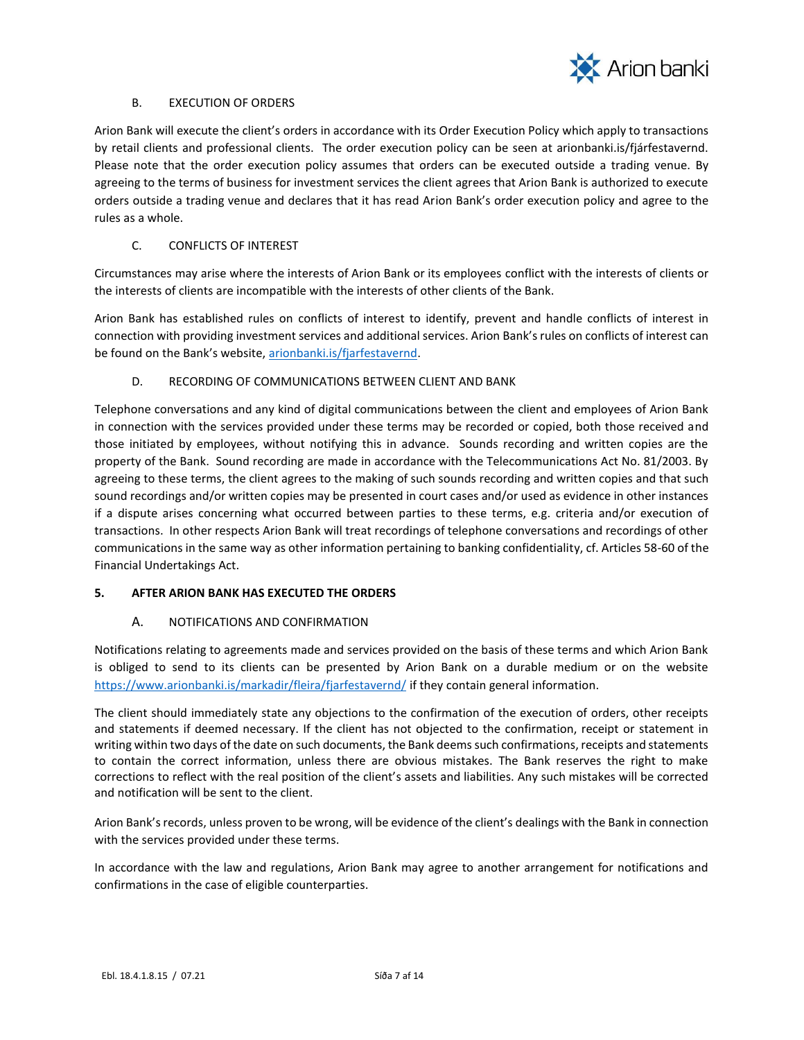### B. EXECUTION OF ORDERS

Arion Bank will execute the client's orders in accordance with its Order Execution Policy which apply to transactions by retail clients and professional clients. The order execution policy can be seen at arionbanki.is/fjárfestavernd. Please note that the order execution policy assumes that orders can be executed outside a trading venue. By agreeing to the terms of business for investment services the client agrees that Arion Bank is authorized to execute orders outside a trading venue and declares that it has read Arion Bank's order execution policy and agree to the rules as a whole.

### C. CONFLICTS OF INTEREST

Circumstances may arise where the interests of Arion Bank or its employees conflict with the interests of clients or the interests of clients are incompatible with the interests of other clients of the Bank.

Arion Bank has established rules on conflicts of interest to identify, prevent and handle conflicts of interest in connection with providing investment services and additional services. Arion Bank's rules on conflicts of interest can be found on the Bank's website, [arionbanki.is/fjarfestavernd](arionbanki.is/fjarfestavernd).

### D. RECORDING OF COMMUNICATIONS BETWEEN CLIENT AND BANK

Telephone conversations and any kind of digital communications between the client and employees of Arion Bank in connection with the services provided under these terms may be recorded or copied, both those received and those initiated by employees, without notifying this in advance. Sounds recording and written copies are the property of the Bank. Sound recording are made in accordance with the Telecommunications Act No. 81/2003. By agreeing to these terms, the client agrees to the making of such sounds recording and written copies and that such sound recordings and/or written copies may be presented in court cases and/or used as evidence in other instances if a dispute arises concerning what occurred between parties to these terms, e.g. criteria and/or execution of transactions. In other respects Arion Bank will treat recordings of telephone conversations and recordings of other communications in the same way as other information pertaining to banking confidentiality, cf. Articles 58-60 of the Financial Undertakings Act.

## 5. AFTER ARION BANK HAS EXECUTED THE ORDERS

### A. NOTIFICATIONS AND CONFIRMATION

Notifications relating to agreements made and services provided on the basis of these terms and which Arion Bank is obliged to send to its clients can be presented by Arion Bank on a durable medium or on the website [https://www.arionbanki.is/markadir/fleira/fjarfestavernd/](https://www.arionbanki.is/markadir/fleira/fjarfestavernd/) if they contain general information.

The client should immediately state any objections to the confirmation of the execution of orders, other receipts and statements if deemed necessary. If the client has not objected to the confirmation, receipt or statement in writing within two days of the date on such documents, the Bank deems such confirmations, receipts and statements to contain the correct information, unless there are obvious mistakes. The Bank reserves the right to make corrections to reflect with the real position of the client's assets and liabilities. Any such mistakes will be corrected and notification will be sent to the client.

Arion Bank's records, unless proven to be wrong, will be evidence of the client's dealings with the Bank in connection with the services provided under these terms.

In accordance with the law and regulations, Arion Bank may agree to another arrangement for notifications and confirmations in the case of eligible counterparties.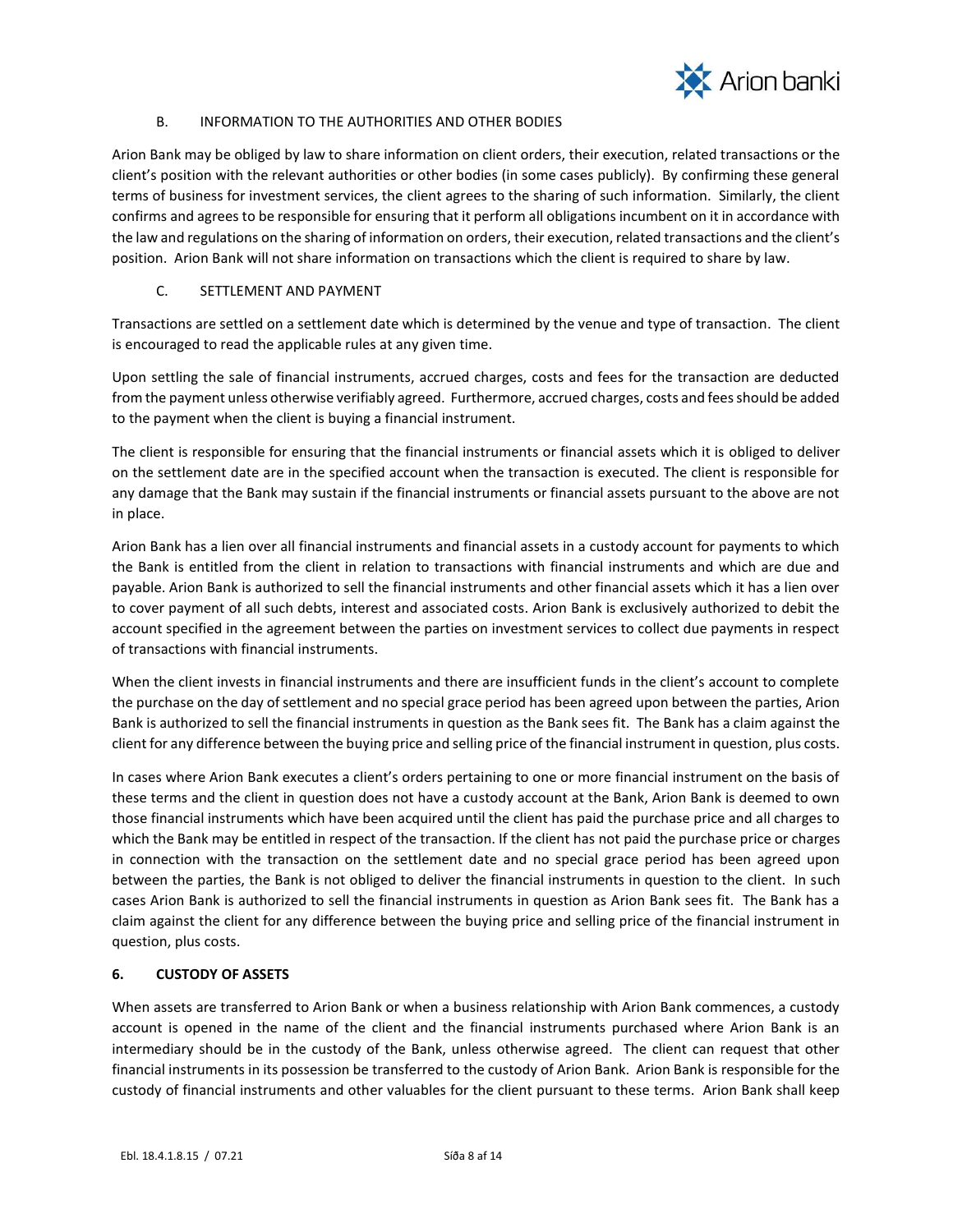### B. INFORMATION TO THE AUTHORITIES AND OTHER BODIES

Arion Bank may be obliged by law to share information on client orders, their execution, related transactions or the client's position with the relevant authorities or other bodies (in some cases publicly). By confirming these general terms of business for investment services, the client agrees to the sharing of such information. Similarly, the client confirms and agrees to be responsible for ensuring that it perform all obligations incumbent on it in accordance with the law and regulations on the sharing of information on orders, their execution, related transactions and the client's position. Arion Bank will not share information on transactions which the client is required to share by law.

### C. SETTLEMENT AND PAYMENT

Transactions are settled on a settlement date which is determined by the venue and type of transaction. The client is encouraged to read the applicable rules at any given time.

Upon settling the sale of financial instruments, accrued charges, costs and fees for the transaction are deducted from the payment unless otherwise verifiably agreed. Furthermore, accrued charges, costs and fees should be added to the payment when the client is buying a financial instrument.

The client is responsible for ensuring that the financial instruments or financial assets which it is obliged to deliver on the settlement date are in the specified account when the transaction is executed. The client is responsible for any damage that the Bank may sustain if the financial instruments or financial assets pursuant to the above are not in place.

Arion Bank has a lien over all financial instruments and financial assets in a custody account for payments to which the Bank is entitled from the client in relation to transactions with financial instruments and which are due and payable. Arion Bank is authorized to sell the financial instruments and other financial assets which it has a lien over to cover payment of all such debts, interest and associated costs. Arion Bank is exclusively authorized to debit the account specified in the agreement between the parties on investment services to collect due payments in respect of transactions with financial instruments.

When the client invests in financial instruments and there are insufficient funds in the client's account to complete the purchase on the day of settlement and no special grace period has been agreed upon between the parties, Arion Bank is authorized to sell the financial instruments in question as the Bank sees fit. The Bank has a claim against the client for any difference between the buying price and selling price of the financial instrument in question, plus costs.

In cases where Arion Bank executes a client's orders pertaining to one or more financial instrument on the basis of these terms and the client in question does not have a custody account at the Bank, Arion Bank is deemed to own those financial instruments which have been acquired until the client has paid the purchase price and all charges to which the Bank may be entitled in respect of the transaction. If the client has not paid the purchase price or charges in connection with the transaction on the settlement date and no special grace period has been agreed upon between the parties, the Bank is not obliged to deliver the financial instruments in question to the client. In such cases Arion Bank is authorized to sell the financial instruments in question as Arion Bank sees fit. The Bank has a claim against the client for any difference between the buying price and selling price of the financial instrument in question, plus costs.

## 6. CUSTODY OF ASSETS

When assets are transferred to Arion Bank or when a business relationship with Arion Bank commences, a custody account is opened in the name of the client and the financial instruments purchased where Arion Bank is an intermediary should be in the custody of the Bank, unless otherwise agreed. The client can request that other financial instruments in its possession be transferred to the custody of Arion Bank. Arion Bank is responsible for the custody of financial instruments and other valuables for the client pursuant to these terms. Arion Bank shall keep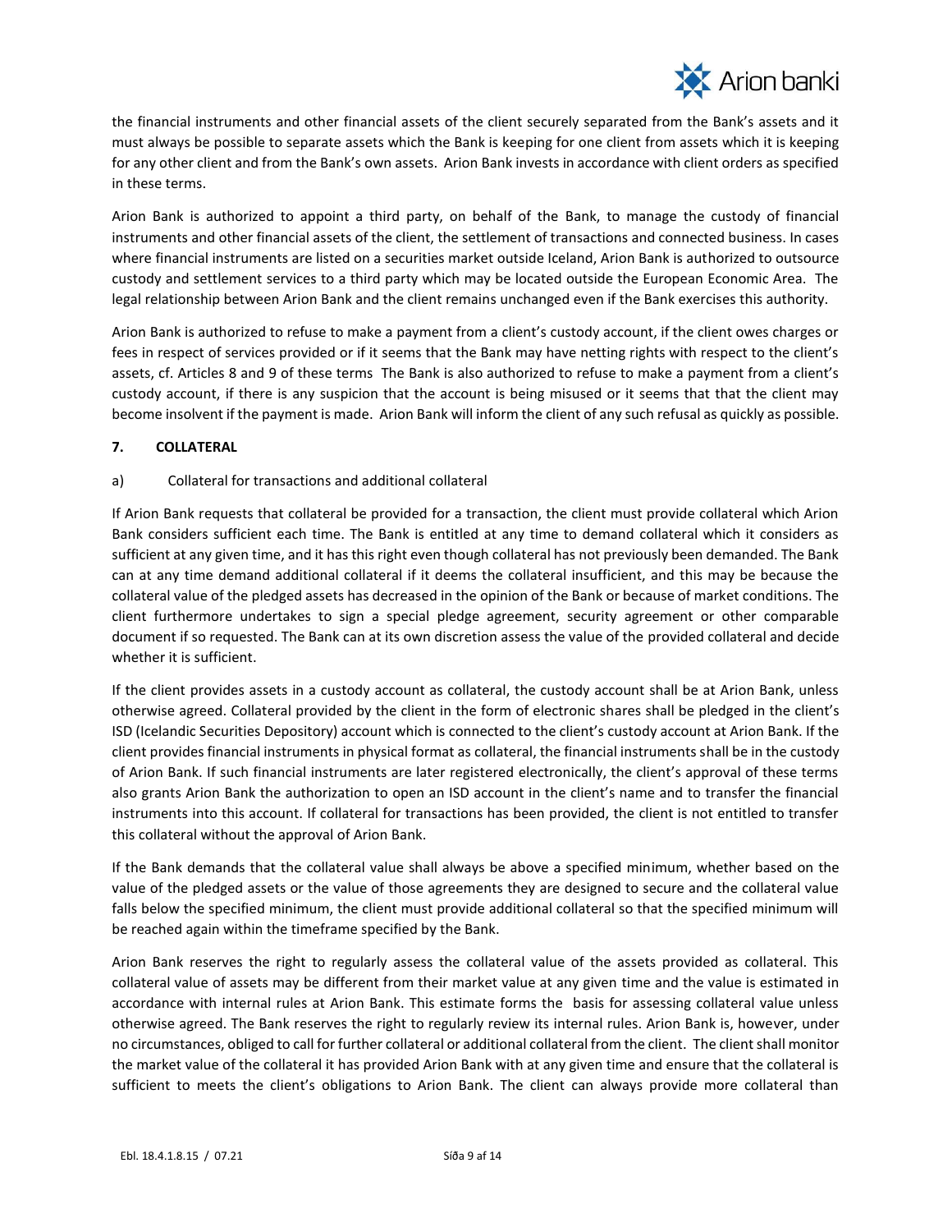the financial instruments and other financial assets of the client securely separated from the Bank's assets and it must always be possible to separate assets which the Bank is keeping for one client from assets which it is keeping for any other client and from the Bank's own assets. Arion Bank invests in accordance with client orders as specified in these terms.

Arion Bank is authorized to appoint a third party, on behalf of the Bank, to manage the custody of financial instruments and other financial assets of the client, the settlement of transactions and connected business. In cases where financial instruments are listed on a securities market outside Iceland, Arion Bank is authorized to outsource custody and settlement services to a third party which may be located outside the European Economic Area. The legal relationship between Arion Bank and the client remains unchanged even if the Bank exercises this authority.

Arion Bank is authorized to refuse to make a payment from a client's custody account, if the client owes charges or fees in respect of services provided or if it seems that the Bank may have netting rights with respect to the client's assets, cf. Articles 8 and 9 of these terms The Bank is also authorized to refuse to make a payment from a client's custody account, if there is any suspicion that the account is being misused or it seems that that the client may become insolvent if the payment is made. Arion Bank will inform the client of any such refusal as quickly as possible.

## 7. COLLATERAL

a) Collateral for transactions and additional collateral

If Arion Bank requests that collateral be provided for a transaction, the client must provide collateral which Arion Bank considers sufficient each time. The Bank is entitled at any time to demand collateral which it considers as sufficient at any given time, and it has this right even though collateral has not previously been demanded. The Bank can at any time demand additional collateral if it deems the collateral insufficient, and this may be because the collateral value of the pledged assets has decreased in the opinion of the Bank or because of market conditions. The client furthermore undertakes to sign a special pledge agreement, security agreement or other comparable document if so requested. The Bank can at its own discretion assess the value of the provided collateral and decide whether it is sufficient.

If the client provides assets in a custody account as collateral, the custody account shall be at Arion Bank, unless otherwise agreed. Collateral provided by the client in the form of electronic shares shall be pledged in the client's ISD (Icelandic Securities Depository) account which is connected to the client's custody account at Arion Bank. If the client provides financial instruments in physical format as collateral, the financial instruments shall be in the custody of Arion Bank. If such financial instruments are later registered electronically, the client's approval of these terms also grants Arion Bank the authorization to open an ISD account in the client's name and to transfer the financial instruments into this account. If collateral for transactions has been provided, the client is not entitled to transfer this collateral without the approval of Arion Bank.

If the Bank demands that the collateral value shall always be above a specified minimum, whether based on the value of the pledged assets or the value of those agreements they are designed to secure and the collateral value falls below the specified minimum, the client must provide additional collateral so that the specified minimum will be reached again within the timeframe specified by the Bank.

Arion Bank reserves the right to regularly assess the collateral value of the assets provided as collateral. This collateral value of assets may be different from their market value at any given time and the value is estimated in accordance with internal rules at Arion Bank. This estimate forms the basis for assessing collateral value unless otherwise agreed. The Bank reserves the right to regularly review its internal rules. Arion Bank is, however, under no circumstances, obliged to call for further collateral or additional collateral from the client. The client shall monitor the market value of the collateral it has provided Arion Bank with at any given time and ensure that the collateral is sufficient to meets the client's obligations to Arion Bank. The client can always provide more collateral than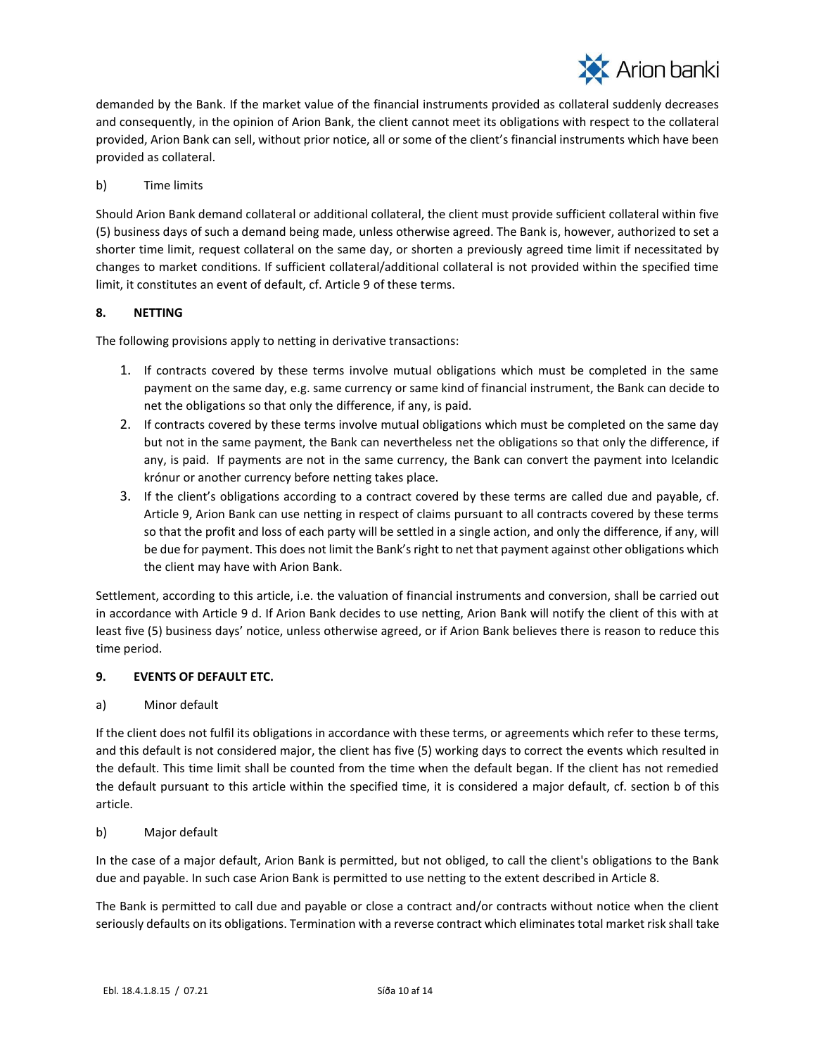demanded by the Bank. If the market value of the financial instruments provided as collateral suddenly decreases and consequently, in the opinion of Arion Bank, the client cannot meet its obligations with respect to the collateral provided, Arion Bank can sell, without prior notice, all or some of the client's financial instruments which have been provided as collateral.

b) Time limits

Should Arion Bank demand collateral or additional collateral, the client must provide sufficient collateral within five (5) business days of such a demand being made, unless otherwise agreed. The Bank is, however, authorized to set a shorter time limit, request collateral on the same day, or shorten a previously agreed time limit if necessitated by changes to market conditions. If sufficient collateral/additional collateral is not provided within the specified time limit, it constitutes an event of default, cf. Article 9 of these terms.

## 8. NETTING

The following provisions apply to netting in derivative transactions:

1. If contracts covered by these terms involve mutual obligations which must be completed in the same payment on the same day, e.g. same currency or same kind of financial instrument, the Bank can decide to net the obligations so that only the difference, if any, is paid.
2. If contracts covered by these terms involve mutual obligations which must be completed on the same day but not in the same payment, the Bank can nevertheless net the obligations so that only the difference, if any, is paid. If payments are not in the same currency, the Bank can convert the payment into Icelandic krónur or another currency before netting takes place.
3. If the client's obligations according to a contract covered by these terms are called due and payable, cf. Article 9, Arion Bank can use netting in respect of claims pursuant to all contracts covered by these terms so that the profit and loss of each party will be settled in a single action, and only the difference, if any, will be due for payment. This does not limit the Bank's right to net that payment against other obligations which the client may have with Arion Bank.

Settlement, according to this article, i.e. the valuation of financial instruments and conversion, shall be carried out in accordance with Article 9 d. If Arion Bank decides to use netting, Arion Bank will notify the client of this with at least five (5) business days' notice, unless otherwise agreed, or if Arion Bank believes there is reason to reduce this time period.

## 9. EVENTS OF DEFAULT ETC.

a) Minor default

If the client does not fulfil its obligations in accordance with these terms, or agreements which refer to these terms, and this default is not considered major, the client has five (5) working days to correct the events which resulted in the default. This time limit shall be counted from the time when the default began. If the client has not remedied the default pursuant to this article within the specified time, it is considered a major default, cf. section b of this article.

b) Major default

In the case of a major default, Arion Bank is permitted, but not obliged, to call the client's obligations to the Bank due and payable. In such case Arion Bank is permitted to use netting to the extent described in Article 8.

The Bank is permitted to call due and payable or close a contract and/or contracts without notice when the client seriously defaults on its obligations. Termination with a reverse contract which eliminates total market risk shall take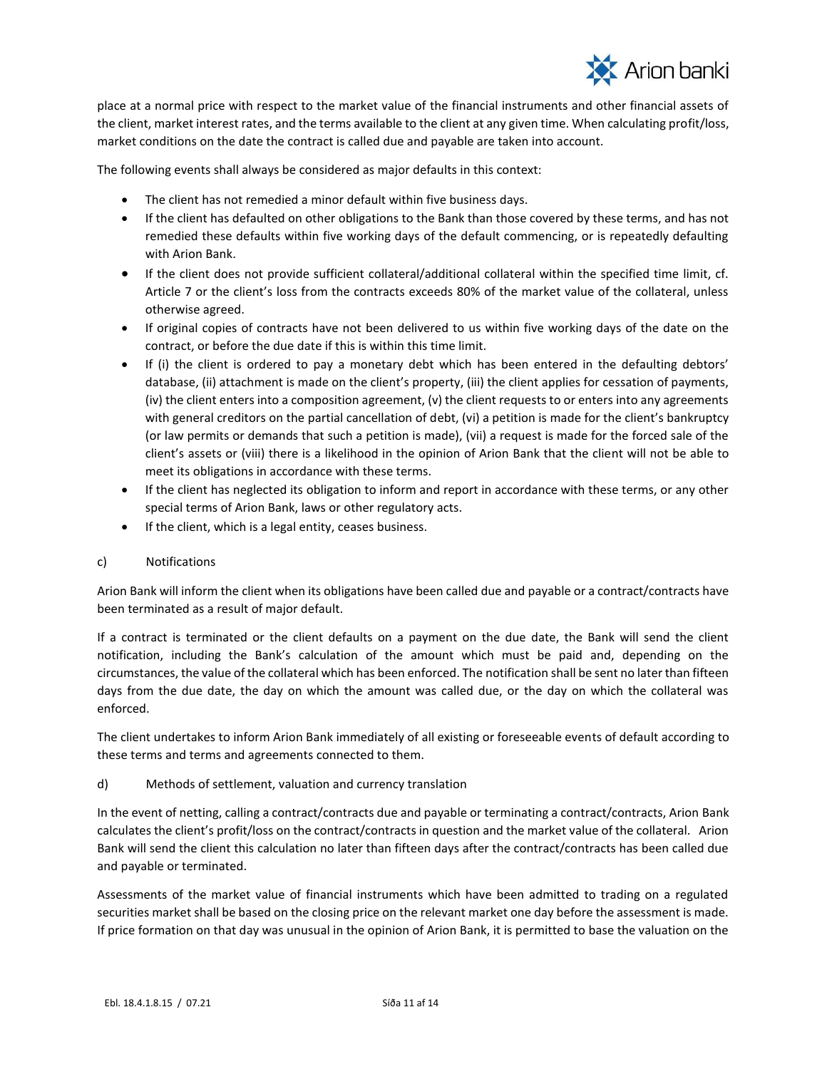place at a normal price with respect to the market value of the financial instruments and other financial assets of the client, market interest rates, and the terms available to the client at any given time. When calculating profit/loss, market conditions on the date the contract is called due and payable are taken into account.

The following events shall always be considered as major defaults in this context:

- The client has not remedied a minor default within five business days.
- If the client has defaulted on other obligations to the Bank than those covered by these terms, and has not remedied these defaults within five working days of the default commencing, or is repeatedly defaulting with Arion Bank.
- If the client does not provide sufficient collateral/additional collateral within the specified time limit, cf. Article 7 or the client's loss from the contracts exceeds 80% of the market value of the collateral, unless otherwise agreed.
- If original copies of contracts have not been delivered to us within five working days of the date on the contract, or before the due date if this is within this time limit.
- If (i) the client is ordered to pay a monetary debt which has been entered in the defaulting debtors' database, (ii) attachment is made on the client's property, (iii) the client applies for cessation of payments, (iv) the client enters into a composition agreement, (v) the client requests to or enters into any agreements with general creditors on the partial cancellation of debt, (vi) a petition is made for the client's bankruptcy (or law permits or demands that such a petition is made), (vii) a request is made for the forced sale of the client's assets or (viii) there is a likelihood in the opinion of Arion Bank that the client will not be able to meet its obligations in accordance with these terms.
- If the client has neglected its obligation to inform and report in accordance with these terms, or any other special terms of Arion Bank, laws or other regulatory acts.
- If the client, which is a legal entity, ceases business.

c) Notifications

Arion Bank will inform the client when its obligations have been called due and payable or a contract/contracts have been terminated as a result of major default.

If a contract is terminated or the client defaults on a payment on the due date, the Bank will send the client notification, including the Bank's calculation of the amount which must be paid and, depending on the circumstances, the value of the collateral which has been enforced. The notification shall be sent no later than fifteen days from the due date, the day on which the amount was called due, or the day on which the collateral was enforced.

The client undertakes to inform Arion Bank immediately of all existing or foreseeable events of default according to these terms and terms and agreements connected to them.

d) Methods of settlement, valuation and currency translation

In the event of netting, calling a contract/contracts due and payable or terminating a contract/contracts, Arion Bank calculates the client's profit/loss on the contract/contracts in question and the market value of the collateral. Arion Bank will send the client this calculation no later than fifteen days after the contract/contracts has been called due and payable or terminated.

Assessments of the market value of financial instruments which have been admitted to trading on a regulated securities market shall be based on the closing price on the relevant market one day before the assessment is made. If price formation on that day was unusual in the opinion of Arion Bank, it is permitted to base the valuation on the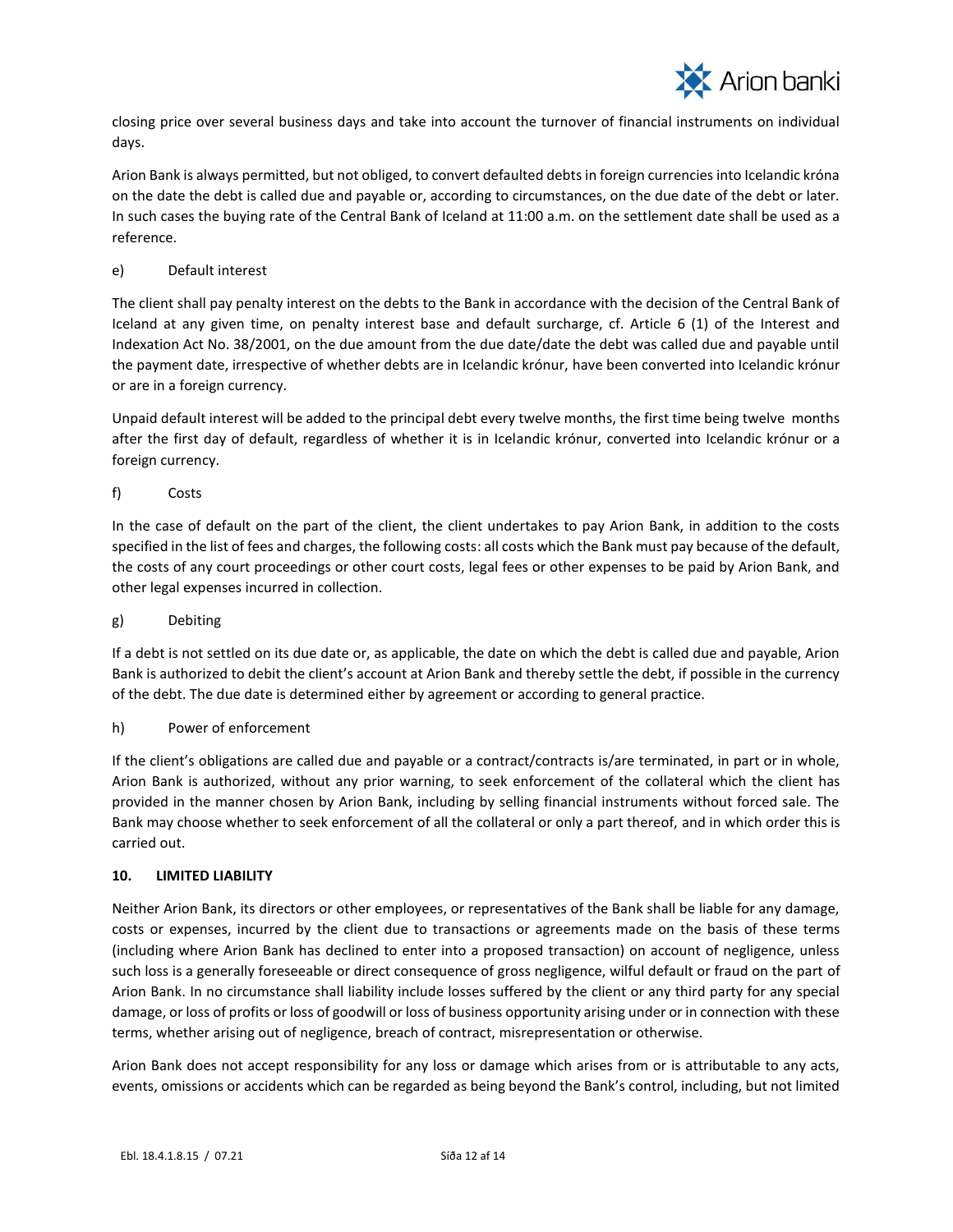closing price over several business days and take into account the turnover of financial instruments on individual days.

Arion Bank is always permitted, but not obliged, to convert defaulted debts in foreign currencies into Icelandic króna on the date the debt is called due and payable or, according to circumstances, on the due date of the debt or later. In such cases the buying rate of the Central Bank of Iceland at 11:00 a.m. on the settlement date shall be used as a reference.

e) Default interest

The client shall pay penalty interest on the debts to the Bank in accordance with the decision of the Central Bank of Iceland at any given time, on penalty interest base and default surcharge, cf. Article 6 (1) of the Interest and Indexation Act No. 38/2001, on the due amount from the due date/date the debt was called due and payable until the payment date, irrespective of whether debts are in Icelandic krónur, have been converted into Icelandic krónur or are in a foreign currency.

Unpaid default interest will be added to the principal debt every twelve months, the first time being twelve months after the first day of default, regardless of whether it is in Icelandic krónur, converted into Icelandic krónur or a foreign currency.

f) Costs

In the case of default on the part of the client, the client undertakes to pay Arion Bank, in addition to the costs specified in the list of fees and charges, the following costs: all costs which the Bank must pay because of the default, the costs of any court proceedings or other court costs, legal fees or other expenses to be paid by Arion Bank, and other legal expenses incurred in collection.

g) Debiting

If a debt is not settled on its due date or, as applicable, the date on which the debt is called due and payable, Arion Bank is authorized to debit the client's account at Arion Bank and thereby settle the debt, if possible in the currency of the debt. The due date is determined either by agreement or according to general practice.

h) Power of enforcement

If the client's obligations are called due and payable or a contract/contracts is/are terminated, in part or in whole, Arion Bank is authorized, without any prior warning, to seek enforcement of the collateral which the client has provided in the manner chosen by Arion Bank, including by selling financial instruments without forced sale. The Bank may choose whether to seek enforcement of all the collateral or only a part thereof, and in which order this is carried out.

## 10. LIMITED LIABILITY

Neither Arion Bank, its directors or other employees, or representatives of the Bank shall be liable for any damage, costs or expenses, incurred by the client due to transactions or agreements made on the basis of these terms (including where Arion Bank has declined to enter into a proposed transaction) on account of negligence, unless such loss is a generally foreseeable or direct consequence of gross negligence, wilful default or fraud on the part of Arion Bank. In no circumstance shall liability include losses suffered by the client or any third party for any special damage, or loss of profits or loss of goodwill or loss of business opportunity arising under or in connection with these terms, whether arising out of negligence, breach of contract, misrepresentation or otherwise.

Arion Bank does not accept responsibility for any loss or damage which arises from or is attributable to any acts, events, omissions or accidents which can be regarded as being beyond the Bank's control, including, but not limited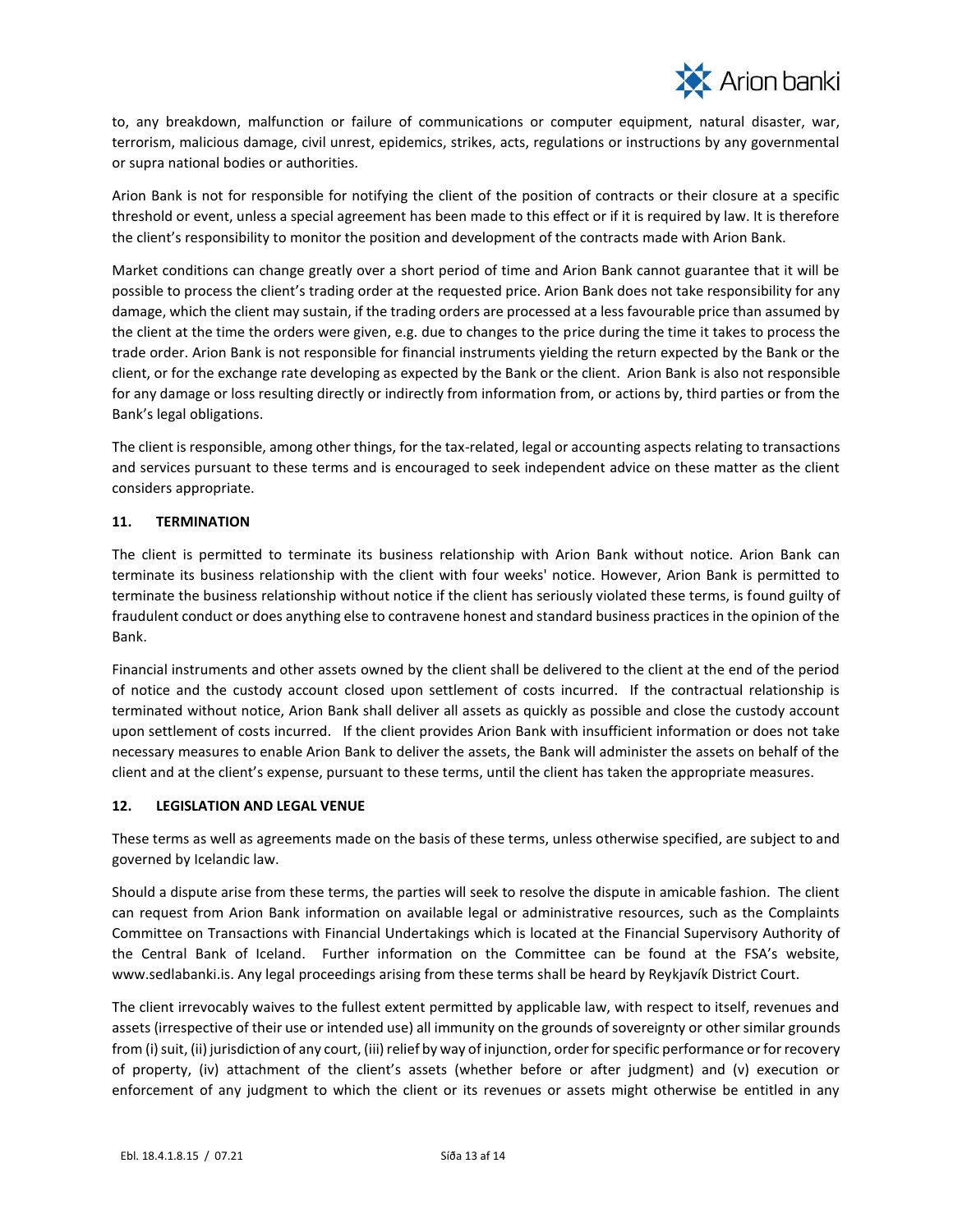to, any breakdown, malfunction or failure of communications or computer equipment, natural disaster, war, terrorism, malicious damage, civil unrest, epidemics, strikes, acts, regulations or instructions by any governmental or supra national bodies or authorities.

Arion Bank is not for responsible for notifying the client of the position of contracts or their closure at a specific threshold or event, unless a special agreement has been made to this effect or if it is required by law. It is therefore the client's responsibility to monitor the position and development of the contracts made with Arion Bank.

Market conditions can change greatly over a short period of time and Arion Bank cannot guarantee that it will be possible to process the client's trading order at the requested price. Arion Bank does not take responsibility for any damage, which the client may sustain, if the trading orders are processed at a less favourable price than assumed by the client at the time the orders were given, e.g. due to changes to the price during the time it takes to process the trade order. Arion Bank is not responsible for financial instruments yielding the return expected by the Bank or the client, or for the exchange rate developing as expected by the Bank or the client. Arion Bank is also not responsible for any damage or loss resulting directly or indirectly from information from, or actions by, third parties or from the Bank's legal obligations.

The client is responsible, among other things, for the tax-related, legal or accounting aspects relating to transactions and services pursuant to these terms and is encouraged to seek independent advice on these matter as the client considers appropriate.

## 11. TERMINATION

The client is permitted to terminate its business relationship with Arion Bank without notice. Arion Bank can terminate its business relationship with the client with four weeks' notice. However, Arion Bank is permitted to terminate the business relationship without notice if the client has seriously violated these terms, is found guilty of fraudulent conduct or does anything else to contravene honest and standard business practices in the opinion of the Bank.

Financial instruments and other assets owned by the client shall be delivered to the client at the end of the period of notice and the custody account closed upon settlement of costs incurred. If the contractual relationship is terminated without notice, Arion Bank shall deliver all assets as quickly as possible and close the custody account upon settlement of costs incurred. If the client provides Arion Bank with insufficient information or does not take necessary measures to enable Arion Bank to deliver the assets, the Bank will administer the assets on behalf of the client and at the client's expense, pursuant to these terms, until the client has taken the appropriate measures.

## 12. LEGISLATION AND LEGAL VENUE

These terms as well as agreements made on the basis of these terms, unless otherwise specified, are subject to and governed by Icelandic law.

Should a dispute arise from these terms, the parties will seek to resolve the dispute in amicable fashion. The client can request from Arion Bank information on available legal or administrative resources, such as the Complaints Committee on Transactions with Financial Undertakings which is located at the Financial Supervisory Authority of the Central Bank of Iceland. Further information on the Committee can be found at the FSA's website, www.sedlabanki.is. Any legal proceedings arising from these terms shall be heard by Reykjavík District Court.

The client irrevocably waives to the fullest extent permitted by applicable law, with respect to itself, revenues and assets (irrespective of their use or intended use) all immunity on the grounds of sovereignty or other similar grounds from (i) suit, (ii) jurisdiction of any court, (iii) relief by way of injunction, order for specific performance or for recovery of property, (iv) attachment of the client's assets (whether before or after judgment) and (v) execution or enforcement of any judgment to which the client or its revenues or assets might otherwise be entitled in any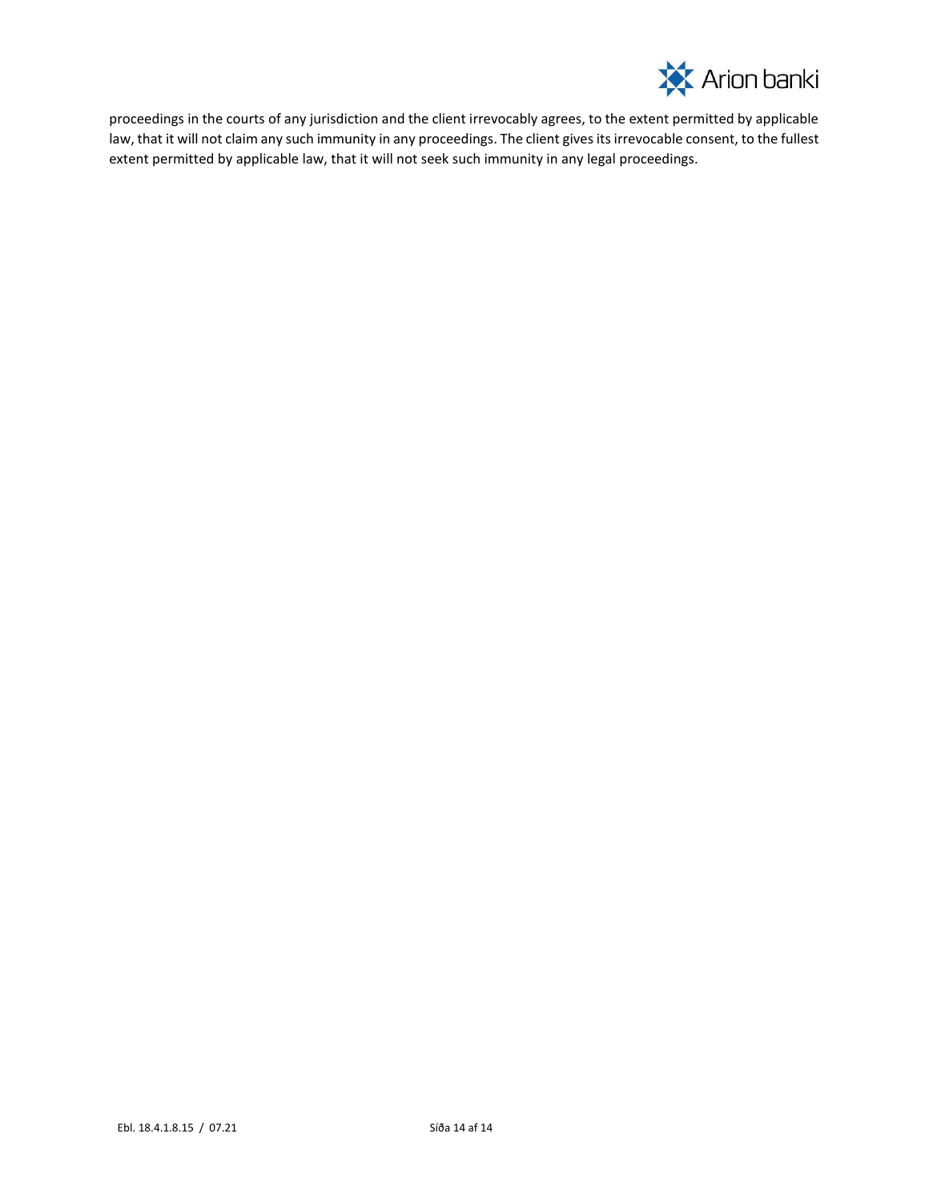proceedings in the courts of any jurisdiction and the client irrevocably agrees, to the extent permitted by applicable law, that it will not claim any such immunity in any proceedings. The client gives its irrevocable consent, to the fullest extent permitted by applicable law, that it will not seek such immunity in any legal proceedings.